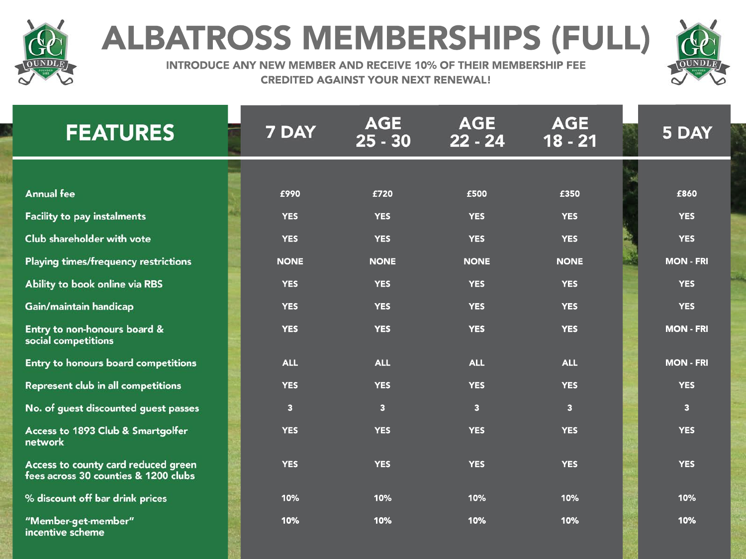# ALBATROSS MEMBERSHIPS (FULL)

**INTRODUCE ANY NEW MEMBER AND RECEIVE 10% OF THEIR MEMBERSHIP FEE CREDITED AGAINST YOUR NEXT RENEWAL!**

| FEATURES | 7 DAY | AGE 25 - 30 | AGE 22 - 24 | AGE 18 - 21 | 5 DAY |
|---|---|---|---|---|---|
| Annual fee | £990 | £720 | £500 | £350 | £860 |
| Facility to pay instalments | YES | YES | YES | YES | YES |
| Club shareholder with vote | YES | YES | YES | YES | YES |
| Playing times/frequency restrictions | NONE | NONE | NONE | NONE | MON - FRI |
| Ability to book online via RBS | YES | YES | YES | YES | YES |
| Gain/maintain handicap | YES | YES | YES | YES | YES |
| Entry to non-honours board & social competitions | YES | YES | YES | YES | MON - FRI |
| Entry to honours board competitions | ALL | ALL | ALL | ALL | MON - FRI |
| Represent club in all competitions | YES | YES | YES | YES | YES |
| No. of guest discounted guest passes | 3 | 3 | 3 | 3 | 3 |
| Access to 1893 Club & Smartgolfer network | YES | YES | YES | YES | YES |
| Access to county card reduced green fees across 30 counties & 1200 clubs | YES | YES | YES | YES | YES |
| % discount off bar drink prices | 10% | 10% | 10% | 10% | 10% |
| "Member-get-member" incentive scheme | 10% | 10% | 10% | 10% | 10% |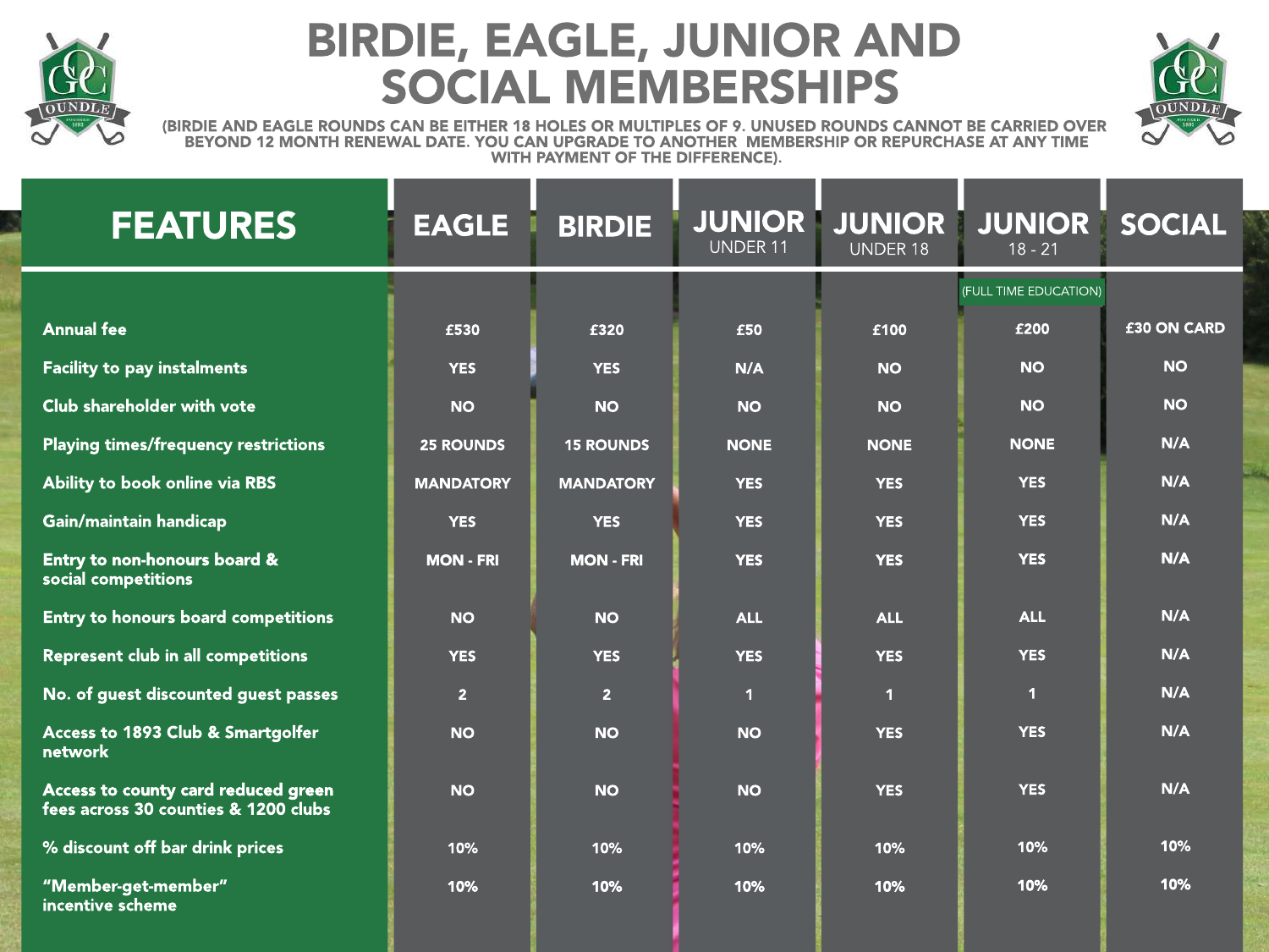# BIRDIE, EAGLE, JUNIOR AND SOCIAL MEMBERSHIPS

(BIRDIE AND EAGLE ROUNDS CAN BE EITHER 18 HOLES OR MULTIPLES OF 9. UNUSED ROUNDS CANNOT BE CARRIED OVER BEYOND 12 MONTH RENEWAL DATE. YOU CAN UPGRADE TO ANOTHER MEMBERSHIP OR REPURCHASE AT ANY TIME WITH PAYMENT OF THE DIFFERENCE).

| FEATURES | EAGLE | BIRDIE | JUNIOR UNDER 11 | JUNIOR UNDER 18 | JUNIOR 18 - 21 (FULL TIME EDUCATION) | SOCIAL |
|---|---|---|---|---|---|---|
| Annual fee | £530 | £320 | £50 | £100 | £200 | £30 ON CARD |
| Facility to pay instalments | YES | YES | N/A | NO | NO | NO |
| Club shareholder with vote | NO | NO | NO | NO | NO | NO |
| Playing times/frequency restrictions | 25 ROUNDS | 15 ROUNDS | NONE | NONE | NONE | N/A |
| Ability to book online via RBS | MANDATORY | MANDATORY | YES | YES | YES | N/A |
| Gain/maintain handicap | YES | YES | YES | YES | YES | N/A |
| Entry to non-honours board & social competitions | MON - FRI | MON - FRI | YES | YES | YES | N/A |
| Entry to honours board competitions | NO | NO | ALL | ALL | ALL | N/A |
| Represent club in all competitions | YES | YES | YES | YES | YES | N/A |
| No. of guest discounted guest passes | 2 | 2 | 1 | 1 | 1 | N/A |
| Access to 1893 Club & Smartgolfer network | NO | NO | NO | YES | YES | N/A |
| Access to county card reduced green fees across 30 counties & 1200 clubs | NO | NO | NO | YES | YES | N/A |
| % discount off bar drink prices | 10% | 10% | 10% | 10% | 10% | 10% |
| "Member-get-member" incentive scheme | 10% | 10% | 10% | 10% | 10% | 10% |